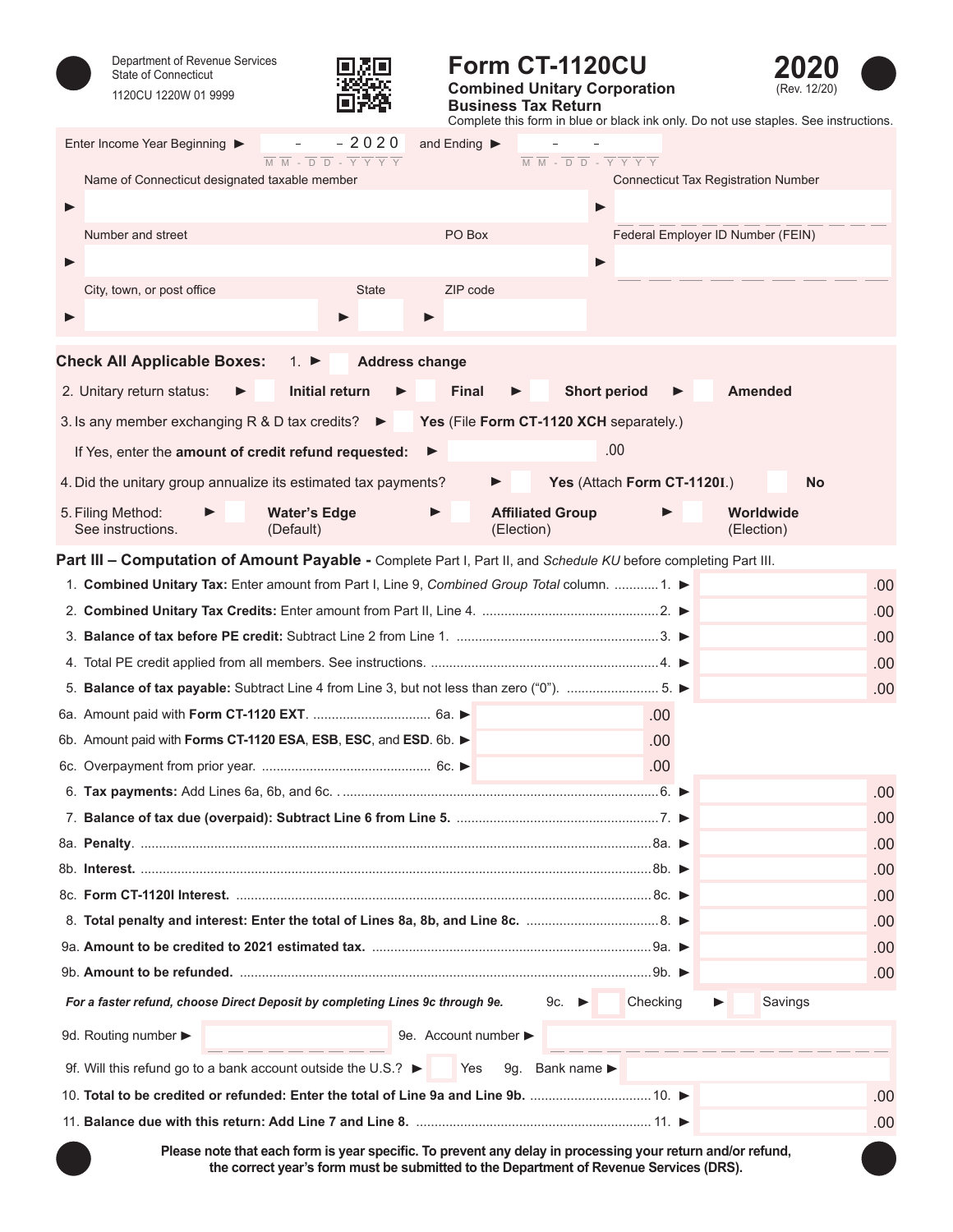Department of Revenue Services
State of Connecticut
1120CU 1220W 01 9999

# Form CT-1120CU

## Combined Unitary Corporation Business Tax Return

**2020**
(Rev. 12/20)

Complete this form in blue or black ink only. Do not use staples. See instructions.

Enter Income Year Beginning ► ___ - ___ - 2020 and Ending ► ___ - ___ - ______
MM - DD - YYYY

Name of Connecticut designated taxable member ►

Connecticut Tax Registration Number ►

Number and street ► PO Box

Federal Employer ID Number (FEIN) ►

City, town, or post office ► State ► ZIP code ►

**Check All Applicable Boxes:** 1. ► ☐ **Address change**

2. Unitary return status: ► ☐ **Initial return** ► ☐ **Final** ► ☐ **Short period** ► ☐ **Amended**

3. Is any member exchanging R & D tax credits? ► ☐ **Yes** (File **Form CT-1120 XCH** separately.)

If Yes, enter the **amount of credit refund requested:** ► ______ .00

4. Did the unitary group annualize its estimated tax payments? ► ☐ **Yes** (Attach **Form CT-1120I**.) ☐ **No**

5. Filing Method: See instructions. ► ☐ **Water's Edge** (Default) ► ☐ **Affiliated Group** (Election) ► ☐ **Worldwide** (Election)

## Part III – Computation of Amount Payable - Complete Part I, Part II, and *Schedule KU* before completing Part III.

| Line | Description | | Amount |
|---|---|---|---|
| 1. | **Combined Unitary Tax:** Enter amount from Part I, Line 9, *Combined Group Total* column. | | .00 |
| 2. | **Combined Unitary Tax Credits:** Enter amount from Part II, Line 4. | | .00 |
| 3. | **Balance of tax before PE credit:** Subtract Line 2 from Line 1. | | .00 |
| 4. | Total PE credit applied from all members. See instructions. | | .00 |
| 5. | **Balance of tax payable:** Subtract Line 4 from Line 3, but not less than zero ("0"). | | .00 |
| 6a. | Amount paid with **Form CT-1120 EXT**. | .00 | |
| 6b. | Amount paid with **Forms CT-1120 ESA**, **ESB**, **ESC**, and **ESD**. | .00 | |
| 6c. | Overpayment from prior year. | .00 | |
| 6. | **Tax payments:** Add Lines 6a, 6b, and 6c. | | .00 |
| 7. | **Balance of tax due (overpaid): Subtract Line 6 from Line 5.** | | .00 |
| 8a. | **Penalty**. | | .00 |
| 8b. | **Interest.** | | .00 |
| 8c. | **Form CT-1120I Interest.** | | .00 |
| 8. | **Total penalty and interest: Enter the total of Lines 8a, 8b, and Line 8c.** | | .00 |
| 9a. | **Amount to be credited to 2021 estimated tax.** | | .00 |
| 9b. | **Amount to be refunded.** | | .00 |

***For a faster refund, choose Direct Deposit by completing Lines 9c through 9e.*** 9c. ► ☐ Checking ► ☐ Savings

9d. Routing number ► 9e. Account number ►

9f. Will this refund go to a bank account outside the U.S.? ► ☐ Yes 9g. Bank name ►

| Line | Description | Amount |
|---|---|---|
| 10. | **Total to be credited or refunded: Enter the total of Line 9a and Line 9b.** | .00 |
| 11. | **Balance due with this return: Add Line 7 and Line 8.** | .00 |

**Please note that each form is year specific. To prevent any delay in processing your return and/or refund, the correct year's form must be submitted to the Department of Revenue Services (DRS).**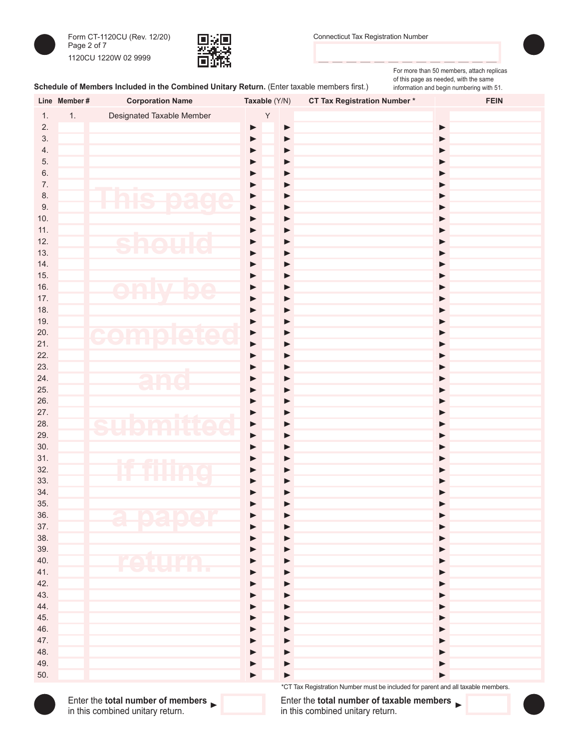Form CT-1120CU (Rev. 12/20)

1120CU 1220W 02 9999

Connecticut Tax Registration Number

For more than 50 members, attach replicas of this page as needed, with the same information and begin numbering with 51.

**Schedule of Members Included in the Combined Unitary Return.** (Enter taxable members first.)

This page should only be completed and submitted if filing a paper return.

| Line | Member # | Corporation Name | Taxable (Y/N) | CT Tax Registration Number * | FEIN |
|---|---|---|---|---|---|
| 1. | 1. | Designated Taxable Member | Y | | |
| 2. | | | | | |
| 3. | | | | | |
| 4. | | | | | |
| 5. | | | | | |
| 6. | | | | | |
| 7. | | | | | |
| 8. | | | | | |
| 9. | | | | | |
| 10. | | | | | |
| 11. | | | | | |
| 12. | | | | | |
| 13. | | | | | |
| 14. | | | | | |
| 15. | | | | | |
| 16. | | | | | |
| 17. | | | | | |
| 18. | | | | | |
| 19. | | | | | |
| 20. | | | | | |
| 21. | | | | | |
| 22. | | | | | |
| 23. | | | | | |
| 24. | | | | | |
| 25. | | | | | |
| 26. | | | | | |
| 27. | | | | | |
| 28. | | | | | |
| 29. | | | | | |
| 30. | | | | | |
| 31. | | | | | |
| 32. | | | | | |
| 33. | | | | | |
| 34. | | | | | |
| 35. | | | | | |
| 36. | | | | | |
| 37. | | | | | |
| 38. | | | | | |
| 39. | | | | | |
| 40. | | | | | |
| 41. | | | | | |
| 42. | | | | | |
| 43. | | | | | |
| 44. | | | | | |
| 45. | | | | | |
| 46. | | | | | |
| 47. | | | | | |
| 48. | | | | | |
| 49. | | | | | |
| 50. | | | | | |

*CT Tax Registration Number must be included for parent and all taxable members.

Enter the **total number of members** in this combined unitary return. ►

Enter the **total number of taxable members** in this combined unitary return. ►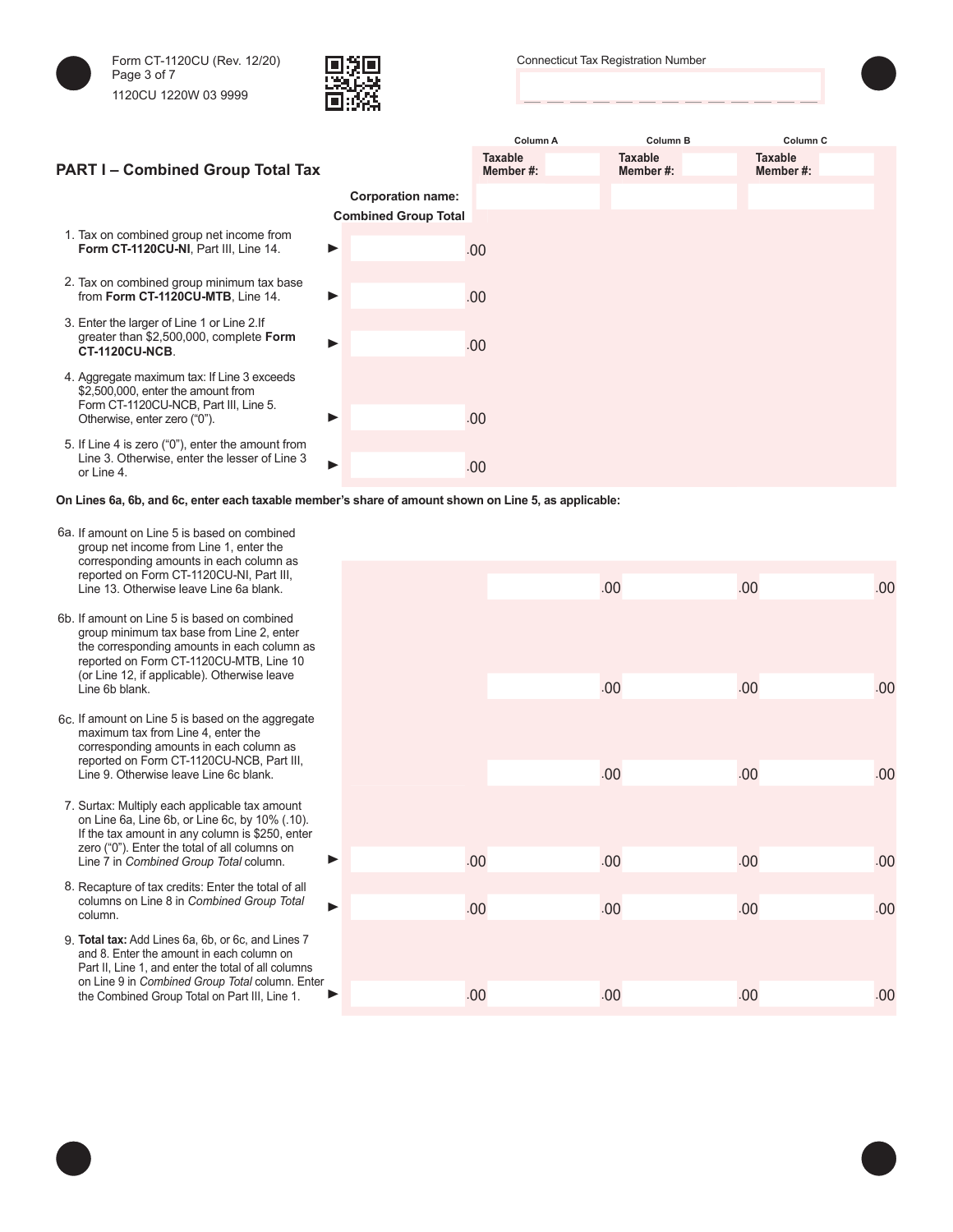Form CT-1120CU (Rev. 12/20)

1120CU 1220W 03 9999

Connecticut Tax Registration Number

## PART I – Combined Group Total Tax

| | Combined Group Total | Column A<br>Taxable Member #: | Column B<br>Taxable Member #: | Column C<br>Taxable Member #: |
|---|---|---|---|---|
| **Corporation name:** | | | | |
| 1. Tax on combined group net income from **Form CT-1120CU-NI**, Part III, Line 14. ► | .00 | | | |
| 2. Tax on combined group minimum tax base from **Form CT-1120CU-MTB**, Line 14. ► | .00 | | | |
| 3. Enter the larger of Line 1 or Line 2.If greater than $2,500,000, complete **Form CT-1120CU-NCB**. ► | .00 | | | |
| 4. Aggregate maximum tax: If Line 3 exceeds $2,500,000, enter the amount from Form CT-1120CU-NCB, Part III, Line 5. Otherwise, enter zero ("0"). ► | .00 | | | |
| 5. If Line 4 is zero ("0"), enter the amount from Line 3. Otherwise, enter the lesser of Line 3 or Line 4. ► | .00 | | | |

**On Lines 6a, 6b, and 6c, enter each taxable member's share of amount shown on Line 5, as applicable:**

| | Combined Group Total | Column A | Column B | Column C |
|---|---|---|---|---|
| 6a. If amount on Line 5 is based on combined group net income from Line 1, enter the corresponding amounts in each column as reported on Form CT-1120CU-NI, Part III, Line 13. Otherwise leave Line 6a blank. | | .00 | .00 | .00 |
| 6b. If amount on Line 5 is based on combined group minimum tax base from Line 2, enter the corresponding amounts in each column as reported on Form CT-1120CU-MTB, Line 10 (or Line 12, if applicable). Otherwise leave Line 6b blank. | | .00 | .00 | .00 |
| 6c. If amount on Line 5 is based on the aggregate maximum tax from Line 4, enter the corresponding amounts in each column as reported on Form CT-1120CU-NCB, Part III, Line 9. Otherwise leave Line 6c blank. | | .00 | .00 | .00 |
| 7. Surtax: Multiply each applicable tax amount on Line 6a, Line 6b, or Line 6c, by 10% (.10). If the tax amount in any column is $250, enter zero ("0"). Enter the total of all columns on Line 7 in *Combined Group Total* column. ► | .00 | .00 | .00 | .00 |
| 8. Recapture of tax credits: Enter the total of all columns on Line 8 in *Combined Group Total* column. ► | .00 | .00 | .00 | .00 |
| 9. **Total tax:** Add Lines 6a, 6b, or 6c, and Lines 7 and 8. Enter the amount in each column on Part II, Line 1, and enter the total of all columns on Line 9 in *Combined Group Total* column. Enter the Combined Group Total on Part III, Line 1. ► | .00 | .00 | .00 | .00 |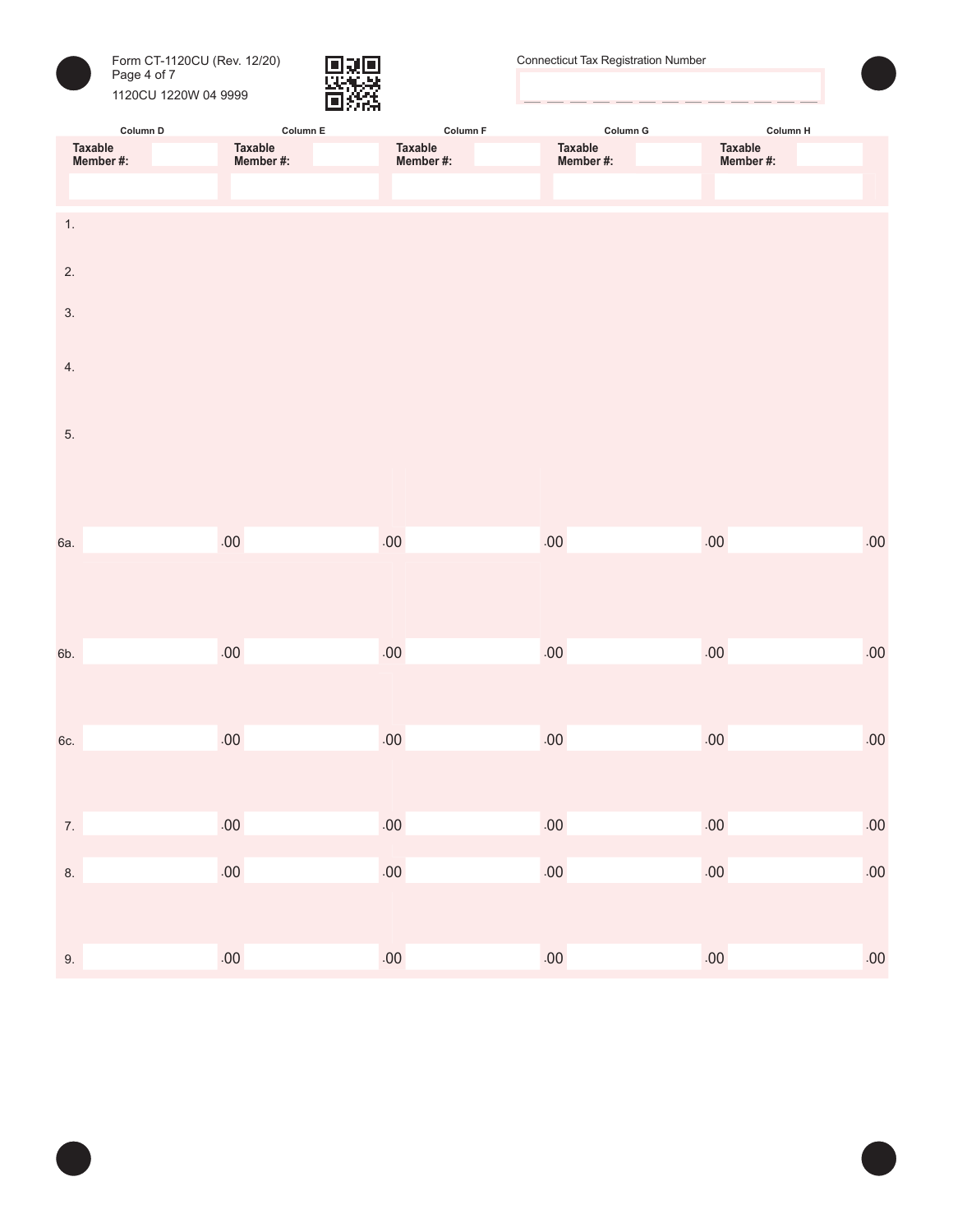Form CT-1120CU (Rev. 12/20)

1120CU 1220W 04 9999

Connecticut Tax Registration Number

| | Column D | Column E | Column F | Column G | Column H |
|---|---|---|---|---|---|
| | Taxable Member #: | Taxable Member #: | Taxable Member #: | Taxable Member #: | Taxable Member #: |
| 1. | | | | | |
| 2. | | | | | |
| 3. | | | | | |
| 4. | | | | | |
| 5. | | | | | |
| 6a. | .00 | .00 | .00 | .00 | .00 |
| 6b. | .00 | .00 | .00 | .00 | .00 |
| 6c. | .00 | .00 | .00 | .00 | .00 |
| 7. | .00 | .00 | .00 | .00 | .00 |
| 8. | .00 | .00 | .00 | .00 | .00 |
| 9. | .00 | .00 | .00 | .00 | .00 |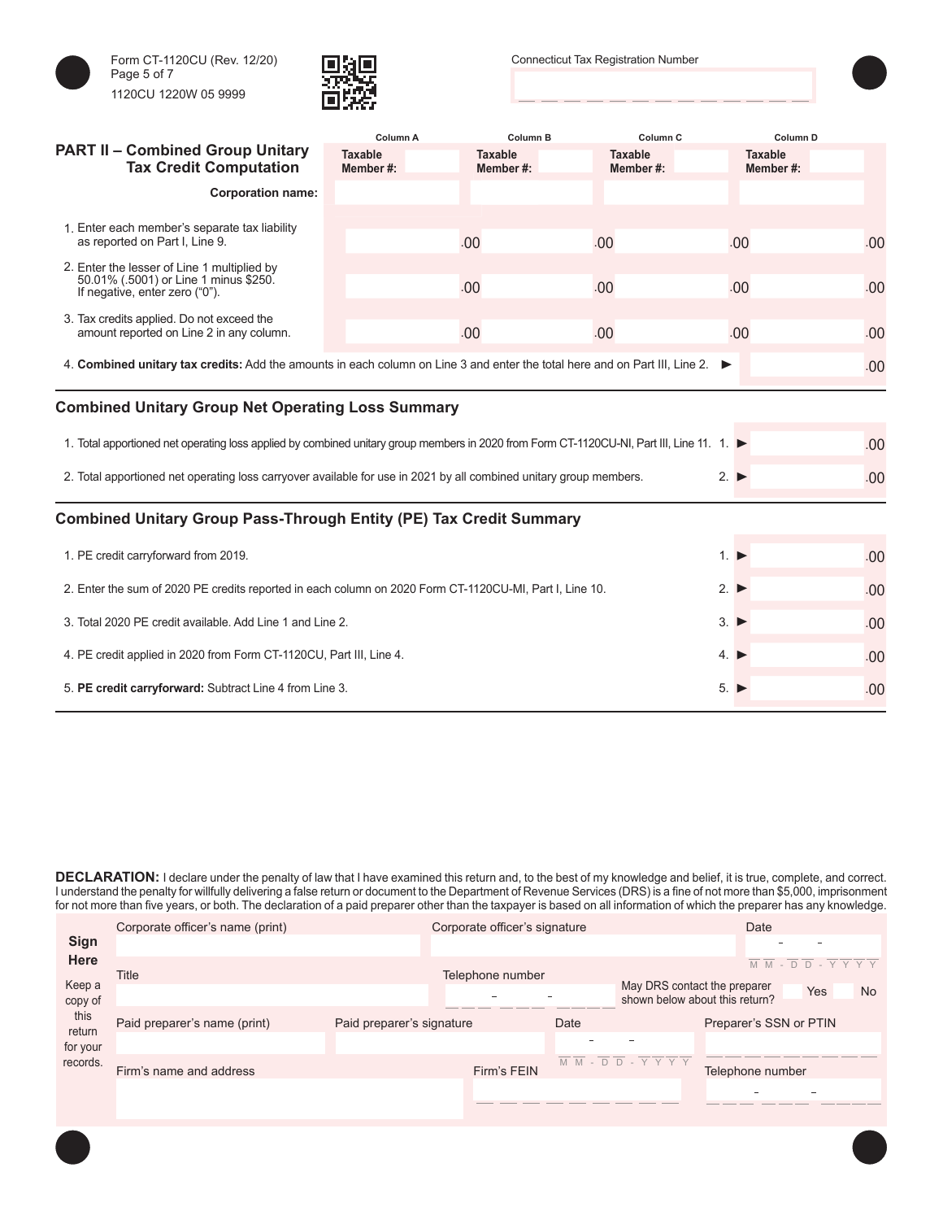Form CT-1120CU (Rev. 12/20)

1120CU 1220W 05 9999

Connecticut Tax Registration Number

## PART II – Combined Group Unitary Tax Credit Computation

| | Column A | Column B | Column C | Column D |
|---|---|---|---|---|
| | Taxable Member #: | Taxable Member #: | Taxable Member #: | Taxable Member #: |
| **Corporation name:** | | | | |
| 1. Enter each member's separate tax liability as reported on Part I, Line 9. | .00 | .00 | .00 | .00 |
| 2. Enter the lesser of Line 1 multiplied by 50.01% (.5001) or Line 1 minus $250. If negative, enter zero ("0"). | .00 | .00 | .00 | .00 |
| 3. Tax credits applied. Do not exceed the amount reported on Line 2 in any column. | .00 | .00 | .00 | .00 |

4. **Combined unitary tax credits:** Add the amounts in each column on Line 3 and enter the total here and on Part III, Line 2. ► .00

## Combined Unitary Group Net Operating Loss Summary

| | | |
|---|---|---|
| 1. Total apportioned net operating loss applied by combined unitary group members in 2020 from Form CT-1120CU-NI, Part III, Line 11. | 1. ► | .00 |
| 2. Total apportioned net operating loss carryover available for use in 2021 by all combined unitary group members. | 2. ► | .00 |

## Combined Unitary Group Pass-Through Entity (PE) Tax Credit Summary

| | | |
|---|---|---|
| 1. PE credit carryforward from 2019. | 1. ► | .00 |
| 2. Enter the sum of 2020 PE credits reported in each column on 2020 Form CT-1120CU-MI, Part I, Line 10. | 2. ► | .00 |
| 3. Total 2020 PE credit available. Add Line 1 and Line 2. | 3. ► | .00 |
| 4. PE credit applied in 2020 from Form CT-1120CU, Part III, Line 4. | 4. ► | .00 |
| 5. **PE credit carryforward:** Subtract Line 4 from Line 3. | 5. ► | .00 |

**DECLARATION:** I declare under the penalty of law that I have examined this return and, to the best of my knowledge and belief, it is true, complete, and correct. I understand the penalty for willfully delivering a false return or document to the Department of Revenue Services (DRS) is a fine of not more than $5,000, imprisonment for not more than five years, or both. The declaration of a paid preparer other than the taxpayer is based on all information of which the preparer has any knowledge.

**Sign Here**

Keep a copy of this return for your records.

| | | | |
|---|---|---|---|
| Corporate officer's name (print) | Corporate officer's signature | | Date (MM-DD-YYYY) |
| Title | Telephone number | May DRS contact the preparer shown below about this return? Yes / No | |
| Paid preparer's name (print) | Paid preparer's signature | Date (MM-DD-YYYY) | Preparer's SSN or PTIN |
| Firm's name and address | Firm's FEIN | | Telephone number |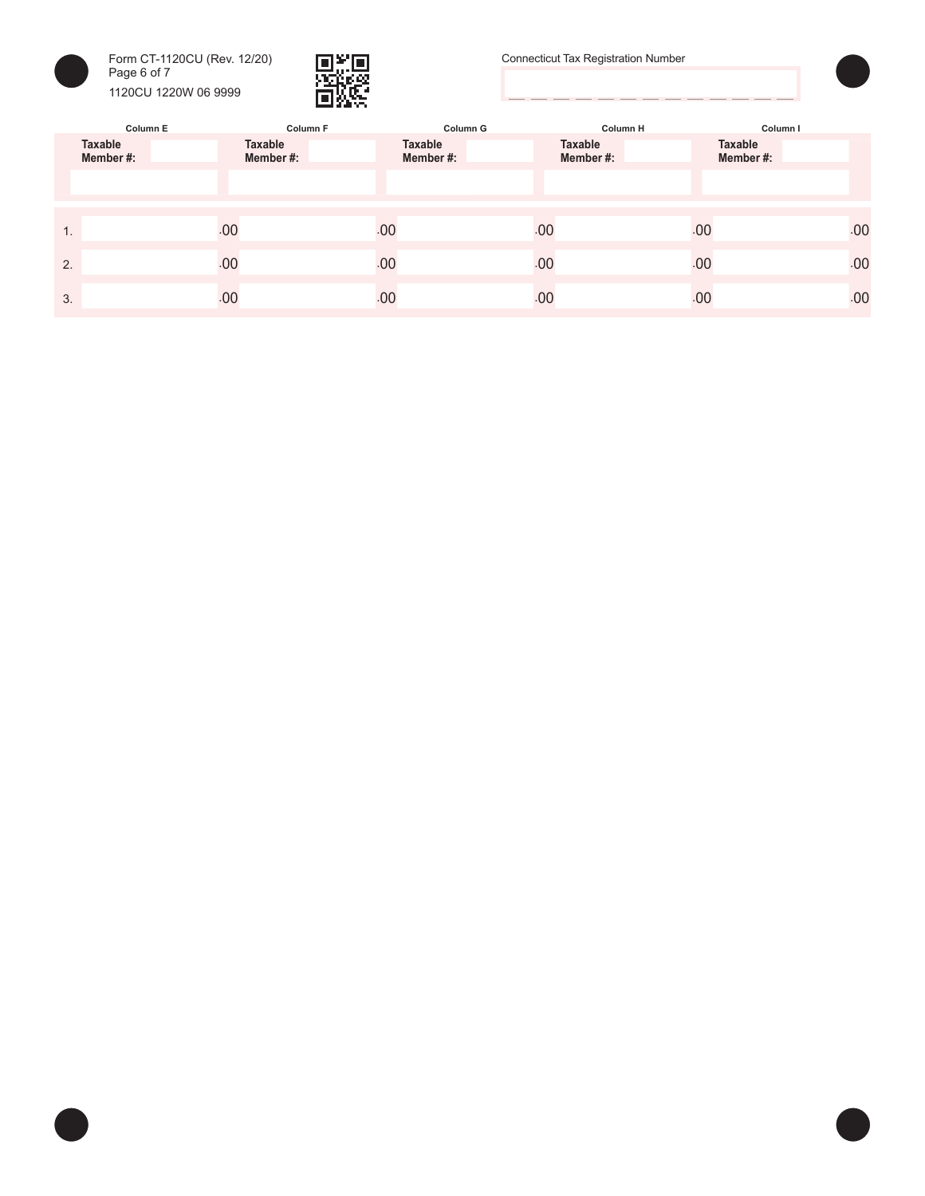Form CT-1120CU (Rev. 12/20)

1120CU 1220W 06 9999

Connecticut Tax Registration Number

| | Column E | Column F | Column G | Column H | Column I |
|---|---|---|---|---|---|
| | Taxable Member #: | Taxable Member #: | Taxable Member #: | Taxable Member #: | Taxable Member #: |
| | | | | | |
| 1. | .00 | .00 | .00 | .00 | .00 |
| 2. | .00 | .00 | .00 | .00 | .00 |
| 3. | .00 | .00 | .00 | .00 | .00 |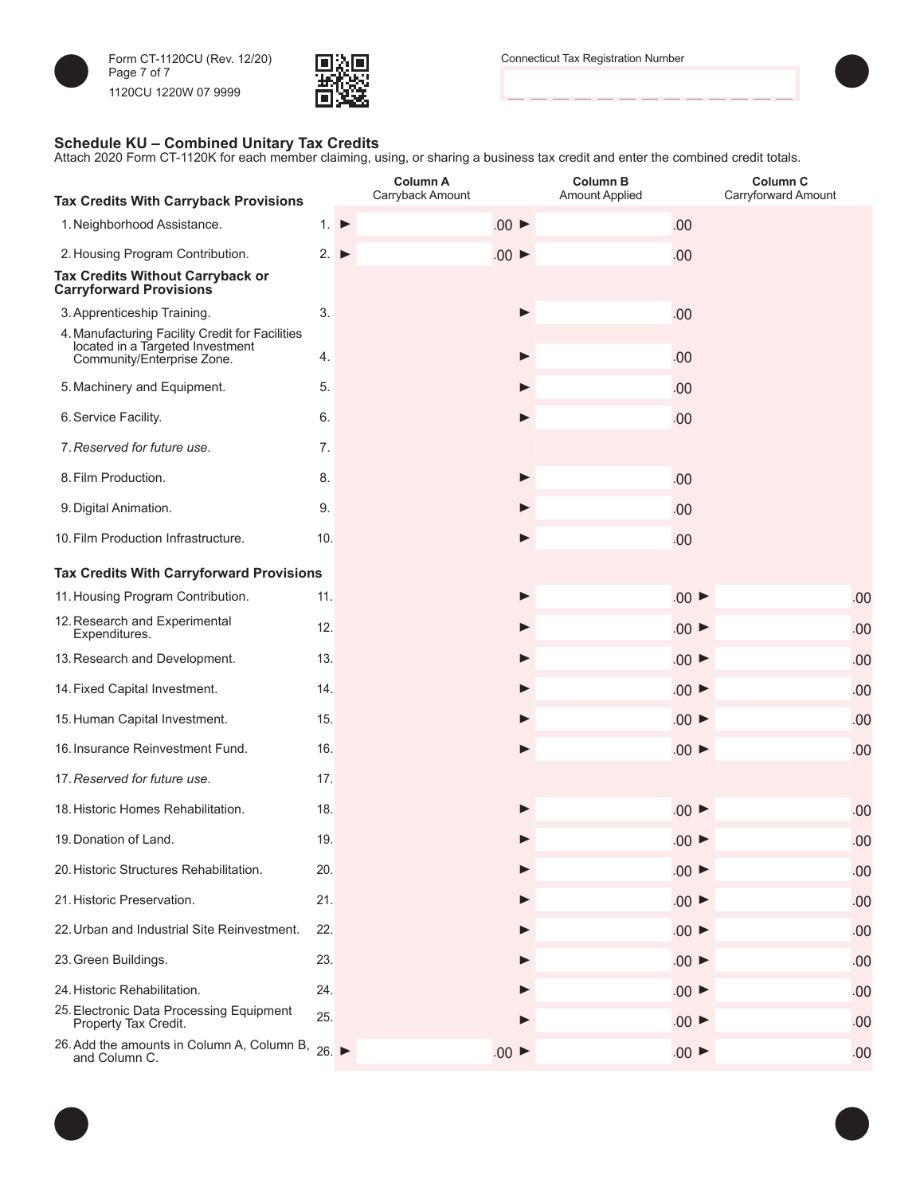Form CT-1120CU (Rev. 12/20)

1120CU 1220W 07 9999

Connecticut Tax Registration Number

## Schedule KU – Combined Unitary Tax Credits

Attach 2020 Form CT-1120K for each member claiming, using, or sharing a business tax credit and enter the combined credit totals.

| | | Column A Carryback Amount | Column B Amount Applied | Column C Carryforward Amount |
|---|---|---|---|---|
| **Tax Credits With Carryback Provisions** | | | | |
| 1. Neighborhood Assistance. | 1. | .00 | .00 | |
| 2. Housing Program Contribution. | 2. | .00 | .00 | |
| **Tax Credits Without Carryback or Carryforward Provisions** | | | | |
| 3. Apprenticeship Training. | 3. | | .00 | |
| 4. Manufacturing Facility Credit for Facilities located in a Targeted Investment Community/Enterprise Zone. | 4. | | .00 | |
| 5. Machinery and Equipment. | 5. | | .00 | |
| 6. Service Facility. | 6. | | .00 | |
| 7. *Reserved for future use*. | 7. | | | |
| 8. Film Production. | 8. | | .00 | |
| 9. Digital Animation. | 9. | | .00 | |
| 10. Film Production Infrastructure. | 10. | | .00 | |
| **Tax Credits With Carryforward Provisions** | | | | |
| 11. Housing Program Contribution. | 11. | | .00 | .00 |
| 12. Research and Experimental Expenditures. | 12. | | .00 | .00 |
| 13. Research and Development. | 13. | | .00 | .00 |
| 14. Fixed Capital Investment. | 14. | | .00 | .00 |
| 15. Human Capital Investment. | 15. | | .00 | .00 |
| 16. Insurance Reinvestment Fund. | 16. | | .00 | .00 |
| 17. *Reserved for future use*. | 17. | | | |
| 18. Historic Homes Rehabilitation. | 18. | | .00 | .00 |
| 19. Donation of Land. | 19. | | .00 | .00 |
| 20. Historic Structures Rehabilitation. | 20. | | .00 | .00 |
| 21. Historic Preservation. | 21. | | .00 | .00 |
| 22. Urban and Industrial Site Reinvestment. | 22. | | .00 | .00 |
| 23. Green Buildings. | 23. | | .00 | .00 |
| 24. Historic Rehabilitation. | 24. | | .00 | .00 |
| 25. Electronic Data Processing Equipment Property Tax Credit. | 25. | | .00 | .00 |
| 26. Add the amounts in Column A, Column B, and Column C. | 26. | .00 | .00 | .00 |